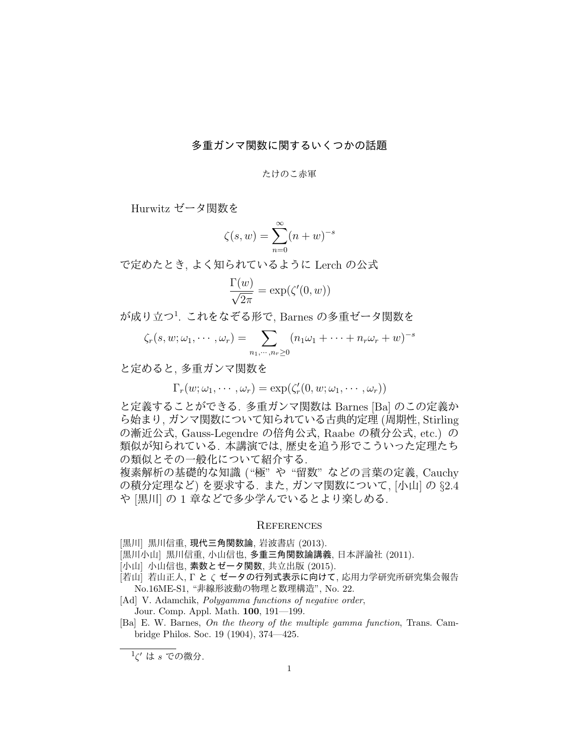# 多重ガンマ関数に関するいくつかの話題

たけのこ赤軍

Hurwitz ゼータ関数を

$$\zeta(s,w) = \sum_{n=0}^{\infty}(n+w)^{-s}$$

で定めたとき, よく知られているように Lerch の公式

$$\frac{\Gamma(w)}{\sqrt{2\pi}} = \exp(\zeta'(0,w))$$

が成り立つ[1]. これをなぞる形で, Barnes の多重ゼータ関数を

$$\zeta_r(s,w;\omega_1,\cdots,\omega_r) = \sum_{n_1,\cdots,n_r \geq 0}(n_1\omega_1+\cdots+n_r\omega_r+w)^{-s}$$

と定めると, 多重ガンマ関数を

$$\Gamma_r(w;\omega_1,\cdots,\omega_r) = \exp(\zeta_r'(0,w;\omega_1,\cdots,\omega_r))$$

と定義することができる. 多重ガンマ関数は Barnes [Ba] のこの定義から始まり, ガンマ関数について知られている古典的定理 (周期性, Stirling の漸近公式, Gauss-Legendre の倍角公式, Raabe の積分公式, etc.) の類似が知られている. 本講演では, 歴史を追う形でこういった定理たちの類似とその一般化について紹介する.

複素解析の基礎的な知識 (“極” や “留数” などの言葉の定義, Cauchy の積分定理など) を要求する. また, ガンマ関数について, [小山] の §2.4 や [黒川] の 1 章などで多少学んでいるとより楽しめる.

## References

[黒川] 黒川信重, **現代三角関数論**, 岩波書店 (2013).

[黒川小山] 黒川信重, 小山信也, **多重三角関数論講義**, 日本評論社 (2011).

[小山] 小山信也, **素数とゼータ関数**, 共立出版 (2015).

[若山] 若山正人, **$\Gamma$ と $\zeta$ ゼータの行列式表示に向けて**, 応用力学研究所研究集会報告 No.16ME-S1, “非線形波動の物理と数理構造”, No. 22.

[Ad] V. Adamchik, *Polygamma functions of negative order*, Jour. Comp. Appl. Math. **100**, 191—199.

[Ba] E. W. Barnes, *On the theory of the multiple gamma function*, Trans. Cambridge Philos. Soc. 19 (1904), 374—425.

---

[1] $\zeta'$ は $s$ での微分.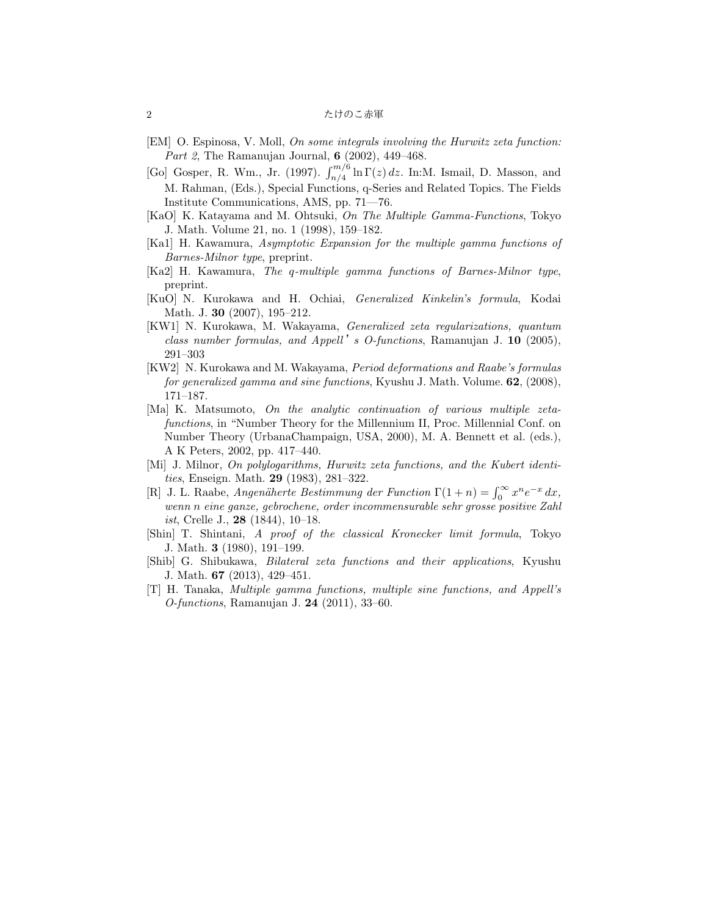- [EM] O. Espinosa, V. Moll, *On some integrals involving the Hurwitz zeta function: Part 2*, The Ramanujan Journal, **6** (2002), 449–468.
- [Go] Gosper, R. Wm., Jr. (1997). $\int_{n/4}^{m/6} \ln \Gamma(z)\,dz$. In:M. Ismail, D. Masson, and M. Rahman, (Eds.), Special Functions, q-Series and Related Topics. The Fields Institute Communications, AMS, pp. 71—76.
- [KaO] K. Katayama and M. Ohtsuki, *On The Multiple Gamma-Functions*, Tokyo J. Math. Volume 21, no. 1 (1998), 159–182.
- [Ka1] H. Kawamura, *Asymptotic Expansion for the multiple gamma functions of Barnes-Milnor type*, preprint.
- [Ka2] H. Kawamura, *The q-multiple gamma functions of Barnes-Milnor type*, preprint.
- [KuO] N. Kurokawa and H. Ochiai, *Generalized Kinkelin's formula*, Kodai Math. J. **30** (2007), 195–212.
- [KW1] N. Kurokawa, M. Wakayama, *Generalized zeta regularizations, quantum class number formulas, and Appell's O-functions*, Ramanujan J. **10** (2005), 291–303
- [KW2] N. Kurokawa and M. Wakayama, *Period deformations and Raabe's formulas for generalized gamma and sine functions*, Kyushu J. Math. Volume. **62**, (2008), 171–187.
- [Ma] K. Matsumoto, *On the analytic continuation of various multiple zeta-functions*, in "Number Theory for the Millennium II, Proc. Millennial Conf. on Number Theory (UrbanaChampaign, USA, 2000), M. A. Bennett et al. (eds.), A K Peters, 2002, pp. 417–440.
- [Mi] J. Milnor, *On polylogarithms, Hurwitz zeta functions, and the Kubert identities*, Enseign. Math. **29** (1983), 281–322.
- [R] J. L. Raabe, *Angenäherte Bestimmung der Function $\Gamma(1+n) = \int_0^\infty x^n e^{-x}\,dx$, wenn n eine ganze, gebrochene, order incommensurable sehr grosse positive Zahl ist*, Crelle J., **28** (1844), 10–18.
- [Shin] T. Shintani, *A proof of the classical Kronecker limit formula*, Tokyo J. Math. **3** (1980), 191–199.
- [Shib] G. Shibukawa, *Bilateral zeta functions and their applications*, Kyushu J. Math. **67** (2013), 429–451.
- [T] H. Tanaka, *Multiple gamma functions, multiple sine functions, and Appell's O-functions*, Ramanujan J. **24** (2011), 33–60.